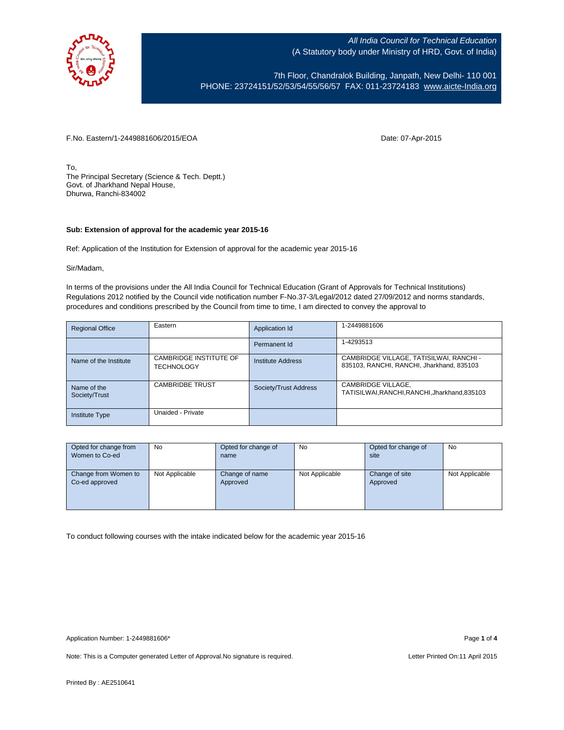*All India Council for Technical Education*
(A Statutory body under Ministry of HRD, Govt. of India)

7th Floor, Chandralok Building, Janpath, New Delhi- 110 001
PHONE: 23724151/52/53/54/55/56/57 FAX: 011-23724183 www.aicte-India.org

F.No. Eastern/1-2449881606/2015/EOA

Date: 07-Apr-2015

To,
The Principal Secretary (Science & Tech. Deptt.)
Govt. of Jharkhand Nepal House,
Dhurwa, Ranchi-834002

**Sub: Extension of approval for the academic year 2015-16**

Ref: Application of the Institution for Extension of approval for the academic year 2015-16

Sir/Madam,

In terms of the provisions under the All India Council for Technical Education (Grant of Approvals for Technical Institutions) Regulations 2012 notified by the Council vide notification number F-No.37-3/Legal/2012 dated 27/09/2012 and norms standards, procedures and conditions prescribed by the Council from time to time, I am directed to convey the approval to

| Regional Office | Eastern | Application Id | 1-2449881606 |
|---|---|---|---|
| | | Permanent Id | 1-4293513 |
| Name of the Institute | CAMBRIDGE INSTITUTE OF TECHNOLOGY | Institute Address | CAMBRIDGE VILLAGE, TATISILWAI, RANCHI - 835103, RANCHI, RANCHI, Jharkhand, 835103 |
| Name of the Society/Trust | CAMBRIDBE TRUST | Society/Trust Address | CAMBRIDGE VILLAGE, TATISILWAI,RANCHI,RANCHI,Jharkhand,835103 |
| Institute Type | Unaided - Private | | |

| Opted for change from Women to Co-ed | No | Opted for change of name | No | Opted for change of site | No |
|---|---|---|---|---|---|
| Change from Women to Co-ed approved | Not Applicable | Change of name Approved | Not Applicable | Change of site Approved | Not Applicable |

To conduct following courses with the intake indicated below for the academic year 2015-16

Application Number: 1-2449881606*

Note: This is a Computer generated Letter of Approval.No signature is required.

Letter Printed On:11 April 2015

Printed By : AE2510641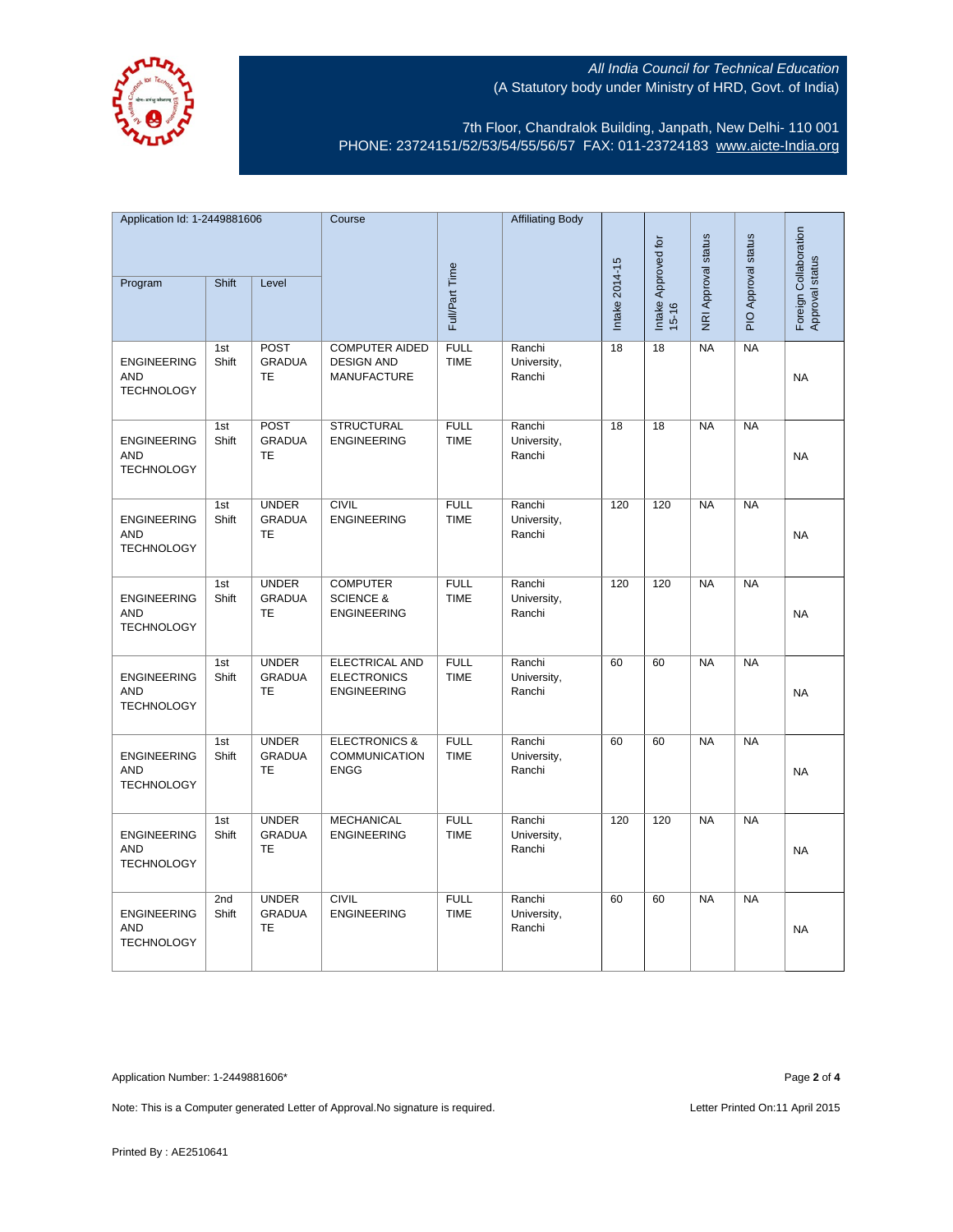All India Council for Technical Education
(A Statutory body under Ministry of HRD, Govt. of India)

7th Floor, Chandralok Building, Janpath, New Delhi- 110 001
PHONE: 23724151/52/53/54/55/56/57 FAX: 011-23724183 www.aicte-India.org

| Application Id: 1-2449881606 | | | Course | Full/Part Time | Affiliating Body | Intake 2014-15 | Intake Approved for 15-16 | NRI Approval status | PIO Approval status | Foreign Collaboration Approval status |
|---|---|---|---|---|---|---|---|---|---|---|
| Program | Shift | Level | | | | | | | | |
| ENGINEERING AND TECHNOLOGY | 1st Shift | POST GRADUATE | COMPUTER AIDED DESIGN AND MANUFACTURE | FULL TIME | Ranchi University, Ranchi | 18 | 18 | NA | NA | NA |
| ENGINEERING AND TECHNOLOGY | 1st Shift | POST GRADUATE | STRUCTURAL ENGINEERING | FULL TIME | Ranchi University, Ranchi | 18 | 18 | NA | NA | NA |
| ENGINEERING AND TECHNOLOGY | 1st Shift | UNDER GRADUATE | CIVIL ENGINEERING | FULL TIME | Ranchi University, Ranchi | 120 | 120 | NA | NA | NA |
| ENGINEERING AND TECHNOLOGY | 1st Shift | UNDER GRADUATE | COMPUTER SCIENCE & ENGINEERING | FULL TIME | Ranchi University, Ranchi | 120 | 120 | NA | NA | NA |
| ENGINEERING AND TECHNOLOGY | 1st Shift | UNDER GRADUATE | ELECTRICAL AND ELECTRONICS ENGINEERING | FULL TIME | Ranchi University, Ranchi | 60 | 60 | NA | NA | NA |
| ENGINEERING AND TECHNOLOGY | 1st Shift | UNDER GRADUATE | ELECTRONICS & COMMUNICATION ENGG | FULL TIME | Ranchi University, Ranchi | 60 | 60 | NA | NA | NA |
| ENGINEERING AND TECHNOLOGY | 1st Shift | UNDER GRADUATE | MECHANICAL ENGINEERING | FULL TIME | Ranchi University, Ranchi | 120 | 120 | NA | NA | NA |
| ENGINEERING AND TECHNOLOGY | 2nd Shift | UNDER GRADUATE | CIVIL ENGINEERING | FULL TIME | Ranchi University, Ranchi | 60 | 60 | NA | NA | NA |

Application Number: 1-2449881606*

Note: This is a Computer generated Letter of Approval.No signature is required.

Letter Printed On:11 April 2015

Printed By : AE2510641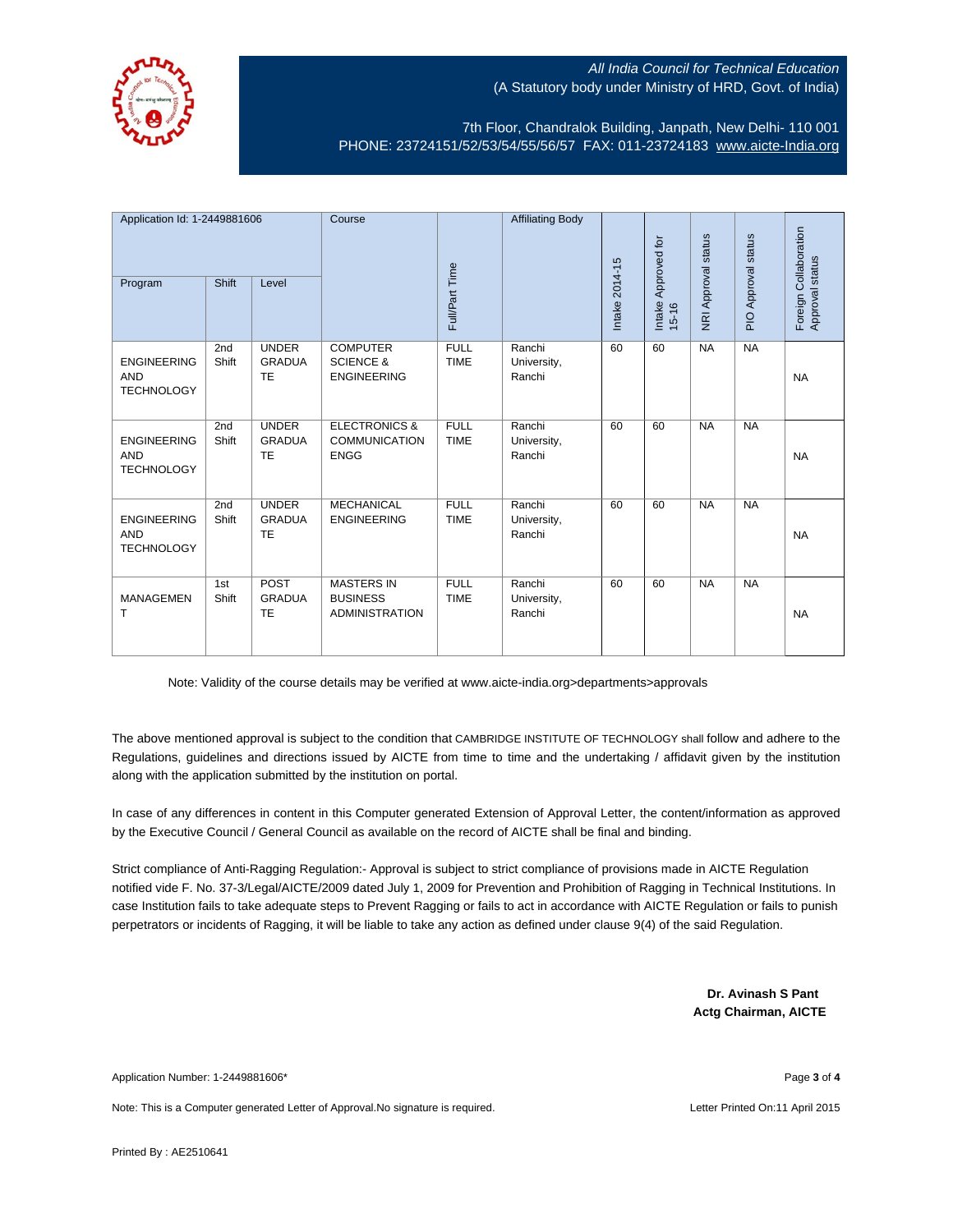All India Council for Technical Education
(A Statutory body under Ministry of HRD, Govt. of India)

7th Floor, Chandralok Building, Janpath, New Delhi- 110 001
PHONE: 23724151/52/53/54/55/56/57 FAX: 011-23724183 www.aicte-India.org

| Application Id: 1-2449881606 | | | Course | Full/Part Time | Affiliating Body | Intake 2014-15 | Intake Approved for 15-16 | NRI Approval status | PIO Approval status | Foreign Collaboration Approval status |
|---|---|---|---|---|---|---|---|---|---|---|
| Program | Shift | Level | | | | | | | | |
| ENGINEERING AND TECHNOLOGY | 2nd Shift | UNDER GRADUATE | COMPUTER SCIENCE & ENGINEERING | FULL TIME | Ranchi University, Ranchi | 60 | 60 | NA | NA | NA |
| ENGINEERING AND TECHNOLOGY | 2nd Shift | UNDER GRADUATE | ELECTRONICS & COMMUNICATION ENGG | FULL TIME | Ranchi University, Ranchi | 60 | 60 | NA | NA | NA |
| ENGINEERING AND TECHNOLOGY | 2nd Shift | UNDER GRADUATE | MECHANICAL ENGINEERING | FULL TIME | Ranchi University, Ranchi | 60 | 60 | NA | NA | NA |
| MANAGEMENT | 1st Shift | POST GRADUATE | MASTERS IN BUSINESS ADMINISTRATION | FULL TIME | Ranchi University, Ranchi | 60 | 60 | NA | NA | NA |

Note: Validity of the course details may be verified at www.aicte-india.org>departments>approvals

The above mentioned approval is subject to the condition that CAMBRIDGE INSTITUTE OF TECHNOLOGY shall follow and adhere to the Regulations, guidelines and directions issued by AICTE from time to time and the undertaking / affidavit given by the institution along with the application submitted by the institution on portal.

In case of any differences in content in this Computer generated Extension of Approval Letter, the content/information as approved by the Executive Council / General Council as available on the record of AICTE shall be final and binding.

Strict compliance of Anti-Ragging Regulation:- Approval is subject to strict compliance of provisions made in AICTE Regulation notified vide F. No. 37-3/Legal/AICTE/2009 dated July 1, 2009 for Prevention and Prohibition of Ragging in Technical Institutions. In case Institution fails to take adequate steps to Prevent Ragging or fails to act in accordance with AICTE Regulation or fails to punish perpetrators or incidents of Ragging, it will be liable to take any action as defined under clause 9(4) of the said Regulation.

**Dr. Avinash S Pant**
**Actg Chairman, AICTE**

Application Number: 1-2449881606*

Note: This is a Computer generated Letter of Approval.No signature is required.

Letter Printed On:11 April 2015

Printed By : AE2510641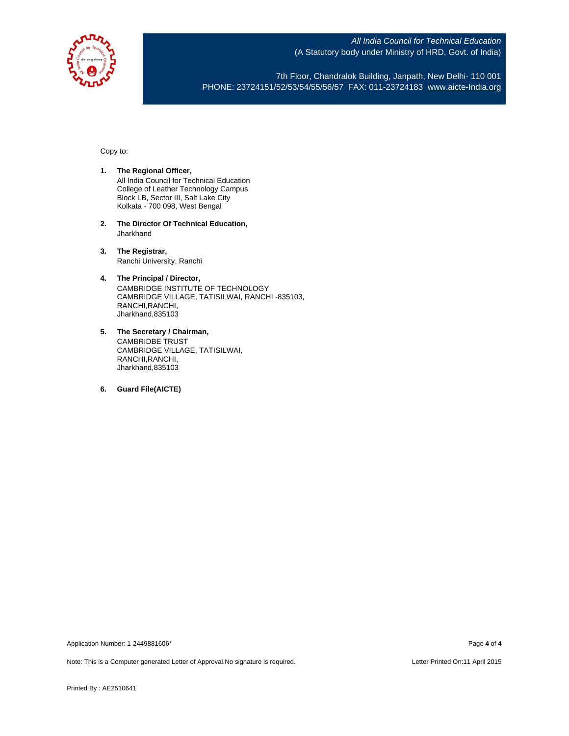Copy to:

1. **The Regional Officer,**
   All India Council for Technical Education
   College of Leather Technology Campus
   Block LB, Sector III, Salt Lake City
   Kolkata - 700 098, West Bengal

2. **The Director Of Technical Education,**
   Jharkhand

3. **The Registrar,**
   Ranchi University, Ranchi

4. **The Principal / Director,**
   CAMBRIDGE INSTITUTE OF TECHNOLOGY
   CAMBRIDGE VILLAGE, TATISILWAI, RANCHI -835103,
   RANCHI,RANCHI,
   Jharkhand,835103

5. **The Secretary / Chairman,**
   CAMBRIDBE TRUST
   CAMBRIDGE VILLAGE, TATISILWAI,
   RANCHI,RANCHI,
   Jharkhand,835103

6. **Guard File(AICTE)**

Application Number: 1-2449881606*

Note: This is a Computer generated Letter of Approval.No signature is required.

Letter Printed On:11 April 2015

Printed By : AE2510641